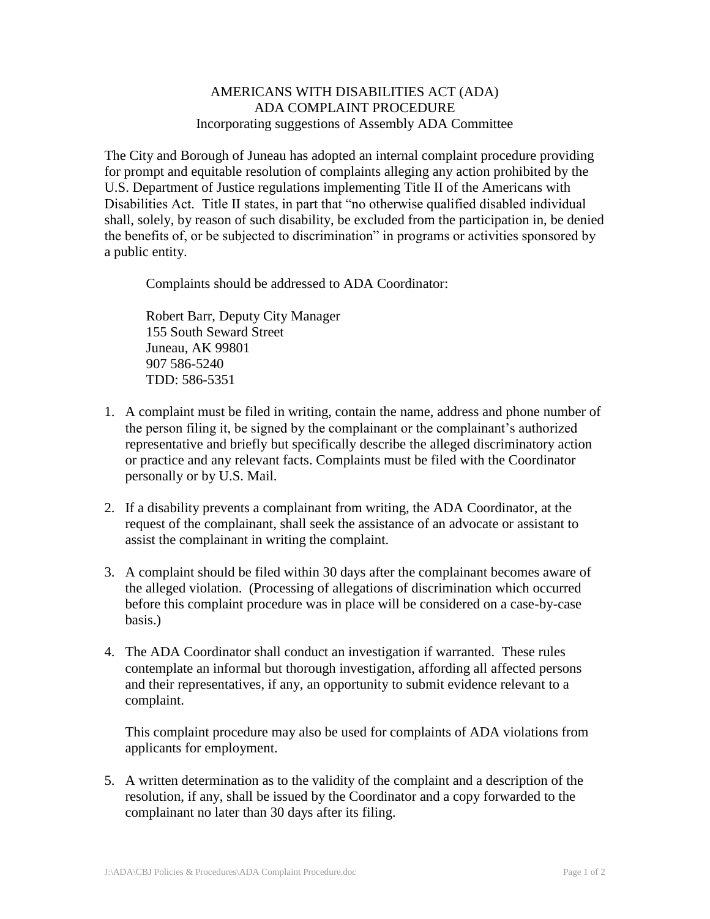# AMERICANS WITH DISABILITIES ACT (ADA)
## ADA COMPLAINT PROCEDURE
### Incorporating suggestions of Assembly ADA Committee

The City and Borough of Juneau has adopted an internal complaint procedure providing for prompt and equitable resolution of complaints alleging any action prohibited by the U.S. Department of Justice regulations implementing Title II of the Americans with Disabilities Act. Title II states, in part that "no otherwise qualified disabled individual shall, solely, by reason of such disability, be excluded from the participation in, be denied the benefits of, or be subjected to discrimination" in programs or activities sponsored by a public entity.

Complaints should be addressed to ADA Coordinator:

Robert Barr, Deputy City Manager
155 South Seward Street
Juneau, AK 99801
907 586-5240
TDD: 586-5351

1. A complaint must be filed in writing, contain the name, address and phone number of the person filing it, be signed by the complainant or the complainant's authorized representative and briefly but specifically describe the alleged discriminatory action or practice and any relevant facts. Complaints must be filed with the Coordinator personally or by U.S. Mail.

2. If a disability prevents a complainant from writing, the ADA Coordinator, at the request of the complainant, shall seek the assistance of an advocate or assistant to assist the complainant in writing the complaint.

3. A complaint should be filed within 30 days after the complainant becomes aware of the alleged violation. (Processing of allegations of discrimination which occurred before this complaint procedure was in place will be considered on a case-by-case basis.)

4. The ADA Coordinator shall conduct an investigation if warranted. These rules contemplate an informal but thorough investigation, affording all affected persons and their representatives, if any, an opportunity to submit evidence relevant to a complaint.

   This complaint procedure may also be used for complaints of ADA violations from applicants for employment.

5. A written determination as to the validity of the complaint and a description of the resolution, if any, shall be issued by the Coordinator and a copy forwarded to the complainant no later than 30 days after its filing.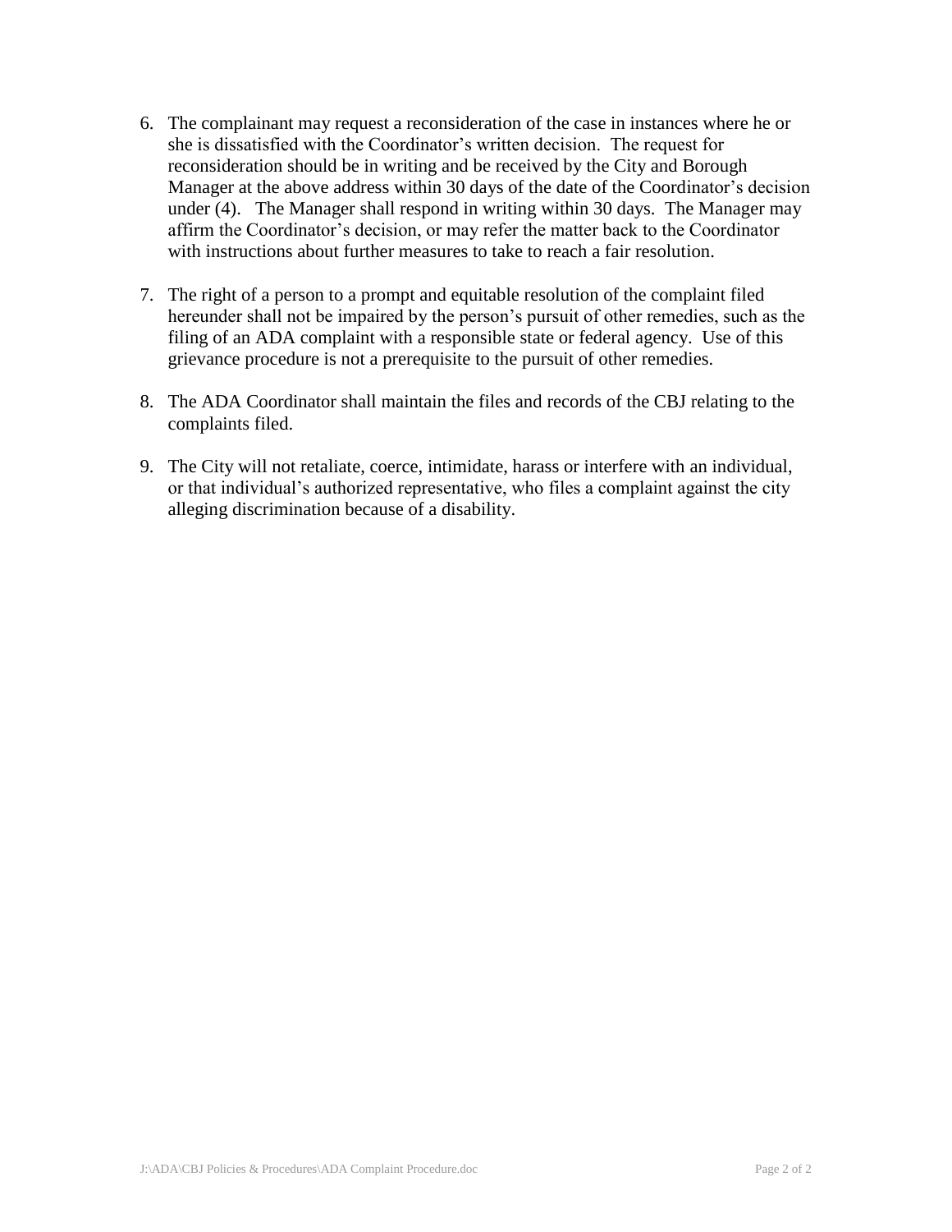6. The complainant may request a reconsideration of the case in instances where he or she is dissatisfied with the Coordinator's written decision. The request for reconsideration should be in writing and be received by the City and Borough Manager at the above address within 30 days of the date of the Coordinator's decision under (4). The Manager shall respond in writing within 30 days. The Manager may affirm the Coordinator's decision, or may refer the matter back to the Coordinator with instructions about further measures to take to reach a fair resolution.

7. The right of a person to a prompt and equitable resolution of the complaint filed hereunder shall not be impaired by the person's pursuit of other remedies, such as the filing of an ADA complaint with a responsible state or federal agency. Use of this grievance procedure is not a prerequisite to the pursuit of other remedies.

8. The ADA Coordinator shall maintain the files and records of the CBJ relating to the complaints filed.

9. The City will not retaliate, coerce, intimidate, harass or interfere with an individual, or that individual's authorized representative, who files a complaint against the city alleging discrimination because of a disability.